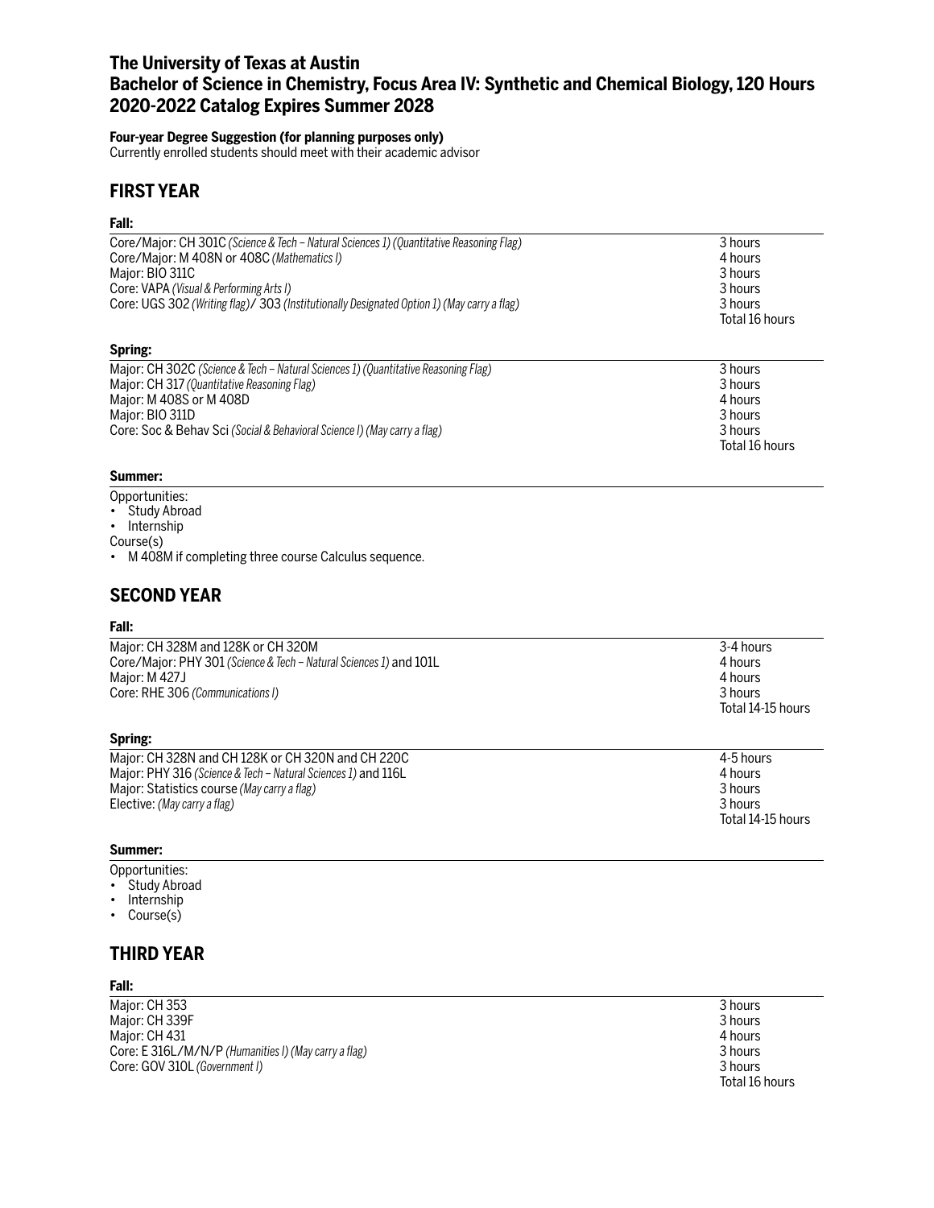# The University of Texas at Austin
# Bachelor of Science in Chemistry, Focus Area IV: Synthetic and Chemical Biology, 120 Hours
# 2020-2022 Catalog Expires Summer 2028

**Four-year Degree Suggestion (for planning purposes only)**
Currently enrolled students should meet with their academic advisor

## FIRST YEAR

**Fall:**

| | |
|---|---|
| Core/Major: CH 301C *(Science & Tech – Natural Sciences 1) (Quantitative Reasoning Flag)* | 3 hours |
| Core/Major: M 408N or 408C *(Mathematics I)* | 4 hours |
| Major: BIO 311C | 3 hours |
| Core: VAPA *(Visual & Performing Arts I)* | 3 hours |
| Core: UGS 302 *(Writing flag)*/ 303 *(Institutionally Designated Option 1) (May carry a flag)* | 3 hours |
| | Total 16 hours |

**Spring:**

| | |
|---|---|
| Major: CH 302C *(Science & Tech – Natural Sciences 1) (Quantitative Reasoning Flag)* | 3 hours |
| Major: CH 317 *(Quantitative Reasoning Flag)* | 3 hours |
| Major: M 408S or M 408D | 4 hours |
| Major: BIO 311D | 3 hours |
| Core: Soc & Behav Sci *(Social & Behavioral Science I) (May carry a flag)* | 3 hours |
| | Total 16 hours |

**Summer:**

Opportunities:
- Study Abroad
- Internship

Course(s)
- M 408M if completing three course Calculus sequence.

## SECOND YEAR

**Fall:**

| | |
|---|---|
| Major: CH 328M and 128K or CH 320M | 3-4 hours |
| Core/Major: PHY 301 *(Science & Tech – Natural Sciences 1)* and 101L | 4 hours |
| Major: M 427J | 4 hours |
| Core: RHE 306 *(Communications I)* | 3 hours |
| | Total 14-15 hours |

**Spring:**

| | |
|---|---|
| Major: CH 328N and CH 128K or CH 320N and CH 220C | 4-5 hours |
| Major: PHY 316 *(Science & Tech – Natural Sciences 1)* and 116L | 4 hours |
| Major: Statistics course *(May carry a flag)* | 3 hours |
| Elective: *(May carry a flag)* | 3 hours |
| | Total 14-15 hours |

**Summer:**

Opportunities:
- Study Abroad
- Internship
- Course(s)

## THIRD YEAR

**Fall:**

| | |
|---|---|
| Major: CH 353 | 3 hours |
| Major: CH 339F | 3 hours |
| Major: CH 431 | 4 hours |
| Core: E 316L/M/N/P *(Humanities I) (May carry a flag)* | 3 hours |
| Core: GOV 310L *(Government I)* | 3 hours |
| | Total 16 hours |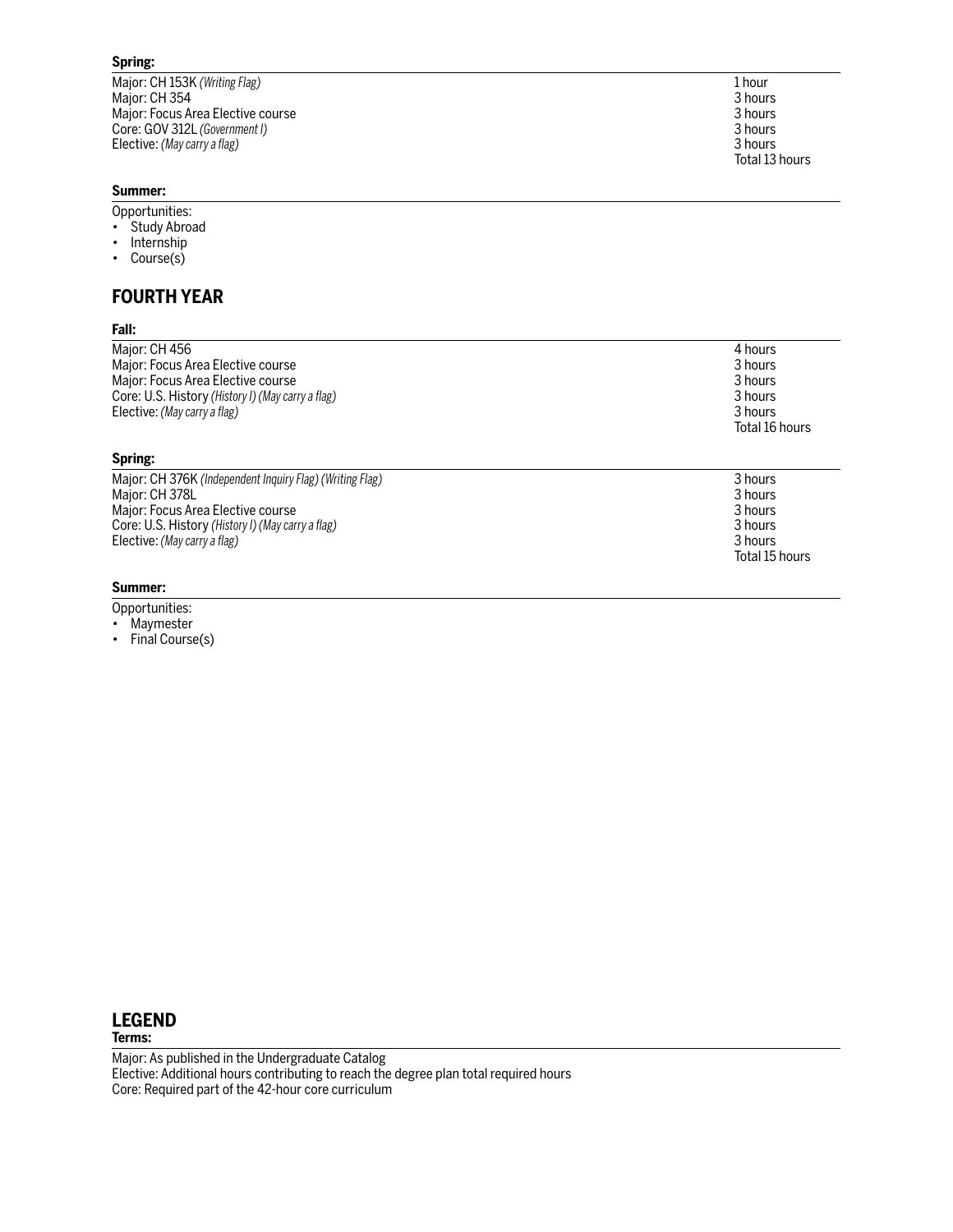**Spring:**

| | |
|---|---|
| Major: CH 153K *(Writing Flag)* | 1 hour |
| Major: CH 354 | 3 hours |
| Major: Focus Area Elective course | 3 hours |
| Core: GOV 312L *(Government I)* | 3 hours |
| Elective: *(May carry a flag)* | 3 hours |
| | Total 13 hours |

**Summer:**

Opportunities:

- Study Abroad
- Internship
- Course(s)

## FOURTH YEAR

**Fall:**

| | |
|---|---|
| Major: CH 456 | 4 hours |
| Major: Focus Area Elective course | 3 hours |
| Major: Focus Area Elective course | 3 hours |
| Core: U.S. History *(History I) (May carry a flag)* | 3 hours |
| Elective: *(May carry a flag)* | 3 hours |
| | Total 16 hours |

**Spring:**

| | |
|---|---|
| Major: CH 376K *(Independent Inquiry Flag) (Writing Flag)* | 3 hours |
| Major: CH 378L | 3 hours |
| Major: Focus Area Elective course | 3 hours |
| Core: U.S. History *(History I) (May carry a flag)* | 3 hours |
| Elective: *(May carry a flag)* | 3 hours |
| | Total 15 hours |

**Summer:**

Opportunities:

- Maymester
- Final Course(s)

## LEGEND

**Terms:**

Major: As published in the Undergraduate Catalog
Elective: Additional hours contributing to reach the degree plan total required hours
Core: Required part of the 42-hour core curriculum